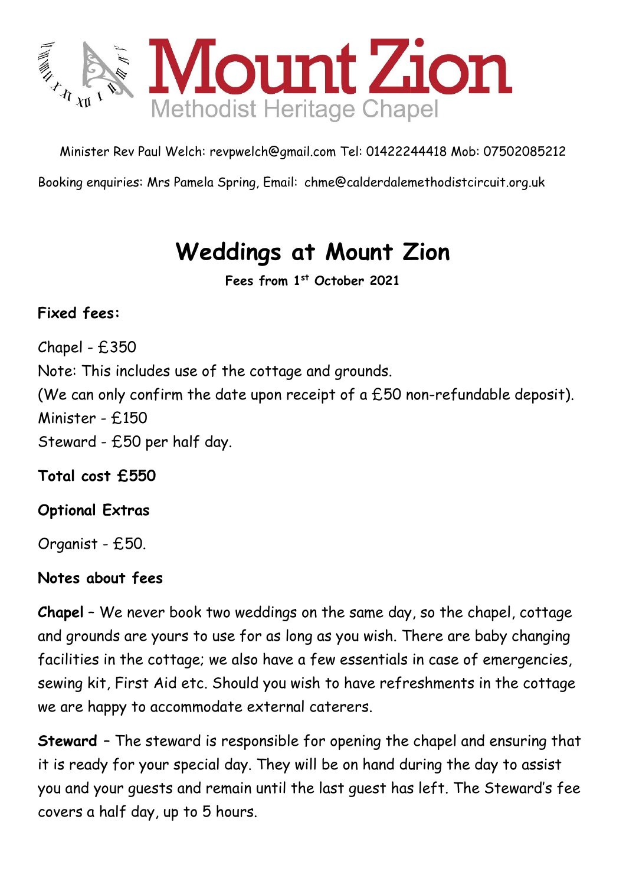# Mount Zion

Methodist Heritage Chapel

Minister Rev Paul Welch: revpwelch@gmail.com Tel: 01422244418 Mob: 07502085212

Booking enquiries: Mrs Pamela Spring, Email: chme@calderdalemethodistcircuit.org.uk

## Weddings at Mount Zion

**Fees from 1st October 2021**

**Fixed fees:**

Chapel - £350
Note: This includes use of the cottage and grounds.
(We can only confirm the date upon receipt of a £50 non-refundable deposit).
Minister - £150
Steward - £50 per half day.

**Total cost £550**

**Optional Extras**

Organist - £50.

**Notes about fees**

**Chapel** – We never book two weddings on the same day, so the chapel, cottage and grounds are yours to use for as long as you wish. There are baby changing facilities in the cottage; we also have a few essentials in case of emergencies, sewing kit, First Aid etc. Should you wish to have refreshments in the cottage we are happy to accommodate external caterers.

**Steward** – The steward is responsible for opening the chapel and ensuring that it is ready for your special day. They will be on hand during the day to assist you and your guests and remain until the last guest has left. The Steward's fee covers a half day, up to 5 hours.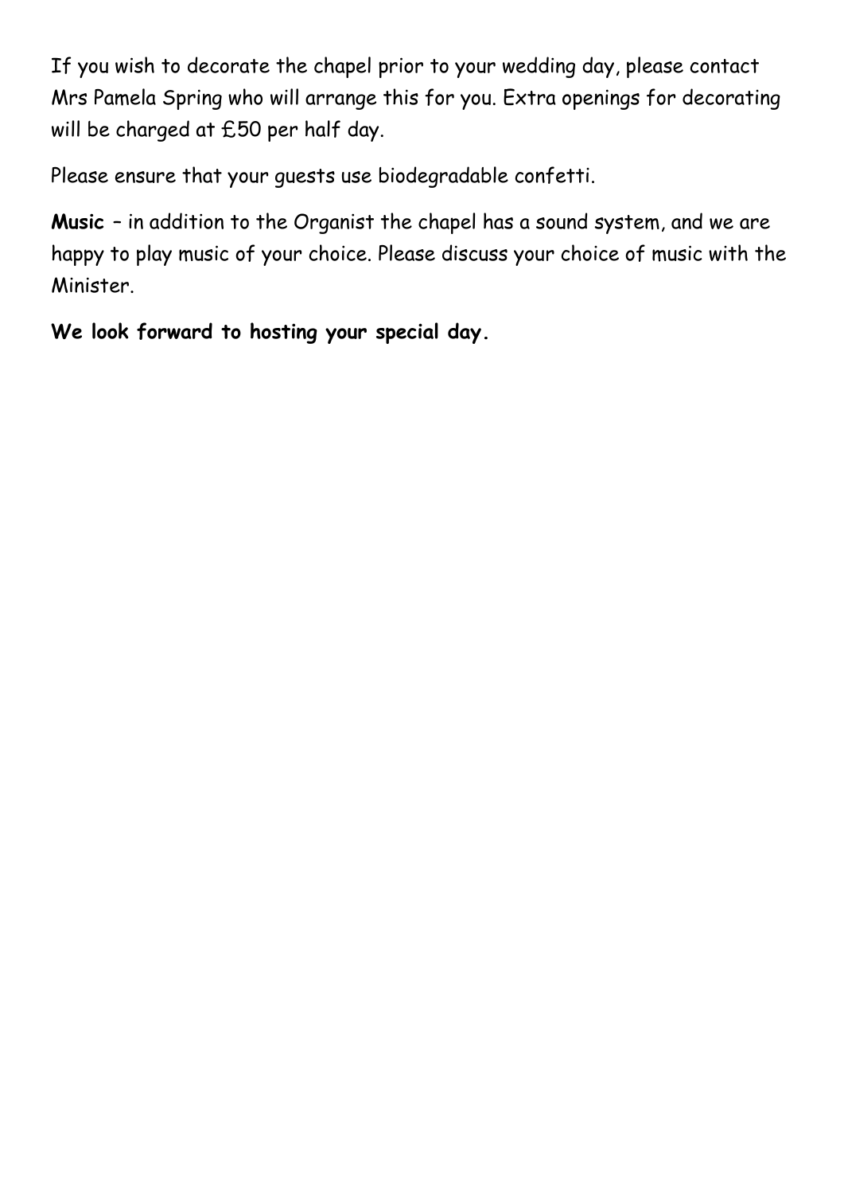If you wish to decorate the chapel prior to your wedding day, please contact Mrs Pamela Spring who will arrange this for you. Extra openings for decorating will be charged at £50 per half day.

Please ensure that your guests use biodegradable confetti.

**Music** – in addition to the Organist the chapel has a sound system, and we are happy to play music of your choice. Please discuss your choice of music with the Minister.

**We look forward to hosting your special day.**